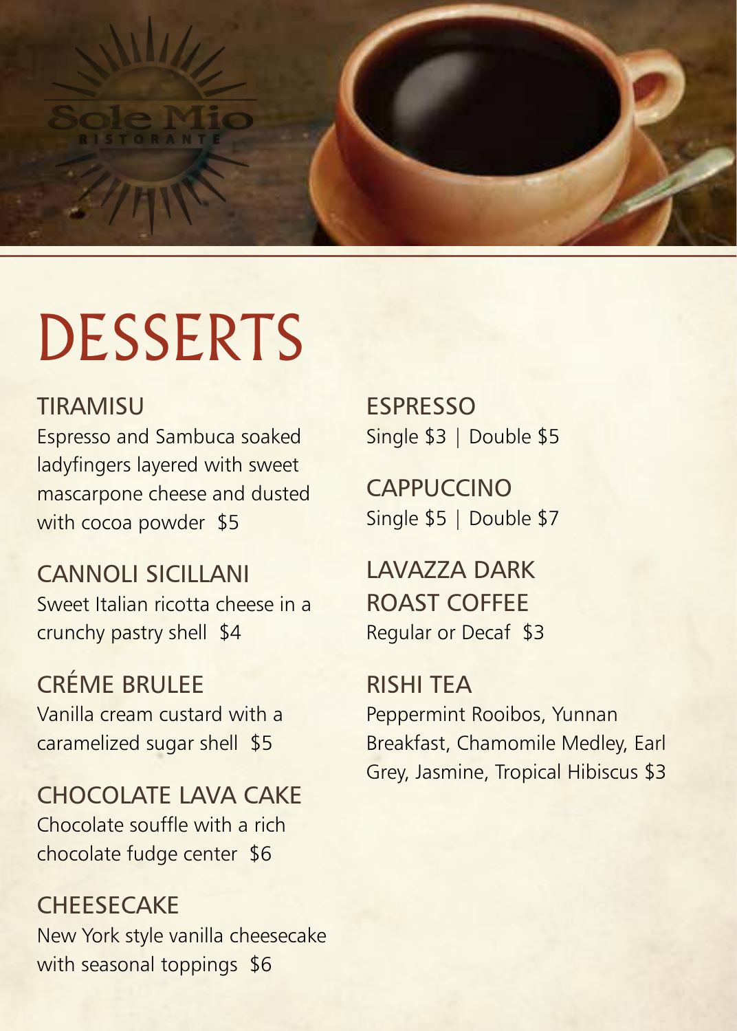Sole Mio
RISTORANTE

# DESSERTS

## TIRAMISU
Espresso and Sambuca soaked ladyfingers layered with sweet mascarpone cheese and dusted with cocoa powder $5

## CANNOLI SICILLANI
Sweet Italian ricotta cheese in a crunchy pastry shell $4

## CRÉME BRULEE
Vanilla cream custard with a caramelized sugar shell $5

## CHOCOLATE LAVA CAKE
Chocolate souffle with a rich chocolate fudge center $6

## CHEESECAKE
New York style vanilla cheesecake with seasonal toppings $6

## ESPRESSO
Single $3 | Double $5

## CAPPUCCINO
Single $5 | Double $7

## LAVAZZA DARK ROAST COFFEE
Regular or Decaf $3

## RISHI TEA
Peppermint Rooibos, Yunnan Breakfast, Chamomile Medley, Earl Grey, Jasmine, Tropical Hibiscus $3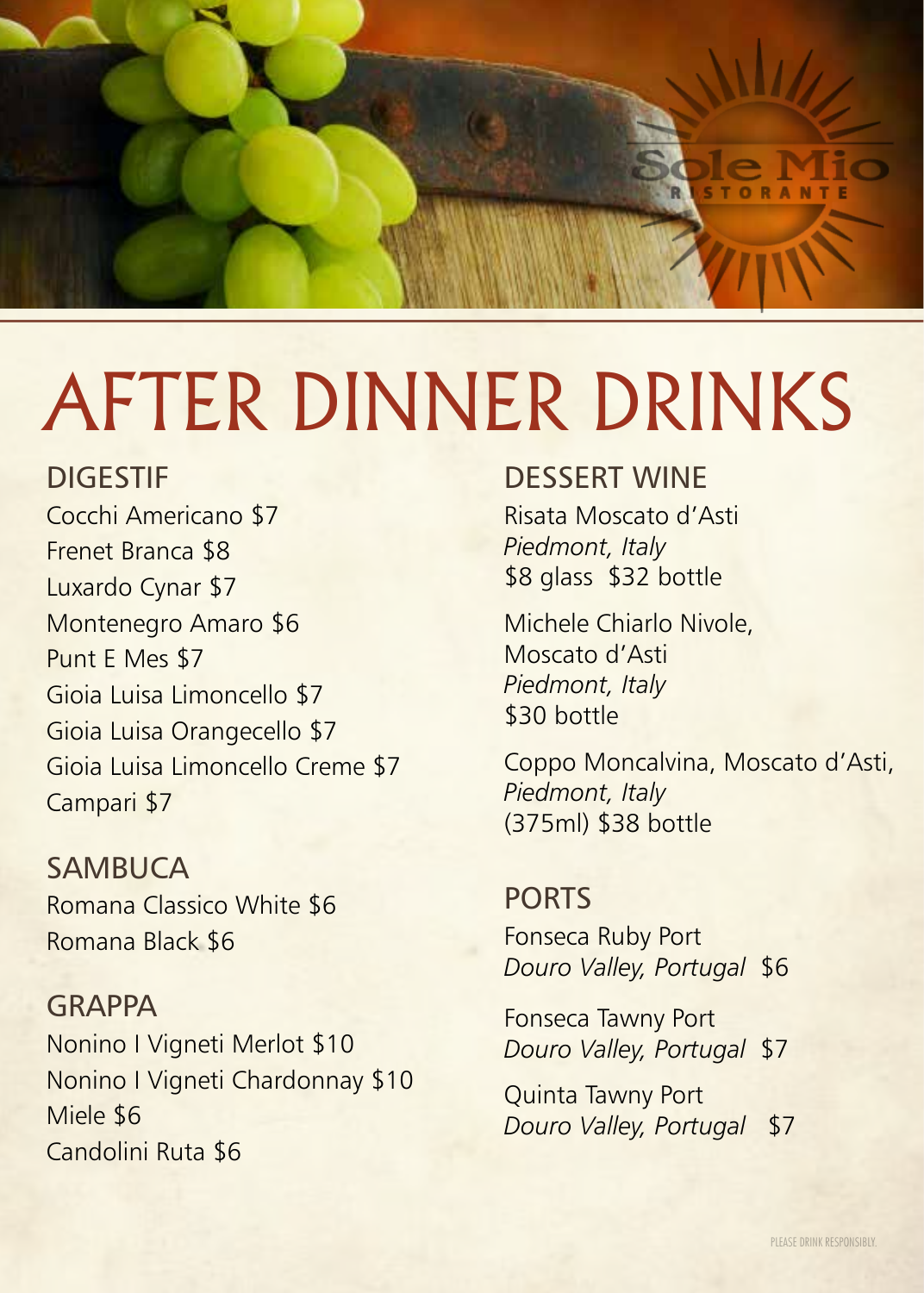Sole Mio Ristorante

# AFTER DINNER DRINKS

## DIGESTIF

Cocchi Americano $7
Frenet Branca $8
Luxardo Cynar $7
Montenegro Amaro $6
Punt E Mes $7
Gioia Luisa Limoncello $7
Gioia Luisa Orangecello $7
Gioia Luisa Limoncello Creme $7
Campari $7

## SAMBUCA

Romana Classico White $6
Romana Black $6

## GRAPPA

Nonino I Vigneti Merlot $10
Nonino I Vigneti Chardonnay $10
Miele $6
Candolini Ruta $6

## DESSERT WINE

Risata Moscato d'Asti
*Piedmont, Italy*
$8 glass $32 bottle

Michele Chiarlo Nivole, Moscato d'Asti
*Piedmont, Italy*
$30 bottle

Coppo Moncalvina, Moscato d'Asti,
*Piedmont, Italy*
(375ml) $38 bottle

## PORTS

Fonseca Ruby Port
*Douro Valley, Portugal* $6

Fonseca Tawny Port
*Douro Valley, Portugal* $7

Quinta Tawny Port
*Douro Valley, Portugal* $7

PLEASE DRINK RESPONSIBLY.